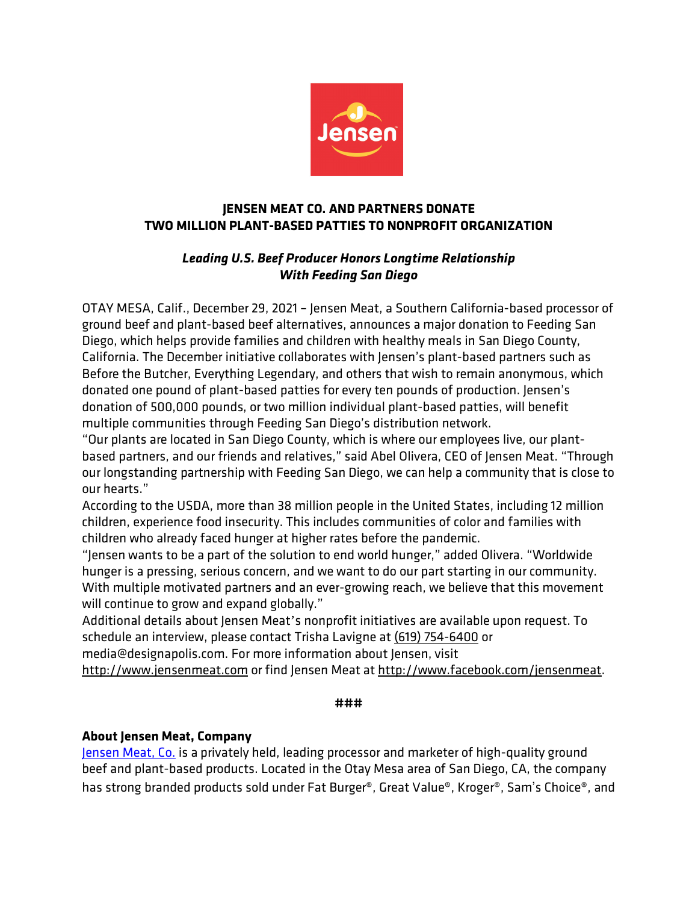# JENSEN MEAT CO. AND PARTNERS DONATE TWO MILLION PLANT-BASED PATTIES TO NONPROFIT ORGANIZATION

***Leading U.S. Beef Producer Honors Longtime Relationship With Feeding San Diego***

OTAY MESA, Calif., December 29, 2021 – Jensen Meat, a Southern California-based processor of ground beef and plant-based beef alternatives, announces a major donation to Feeding San Diego, which helps provide families and children with healthy meals in San Diego County, California. The December initiative collaborates with Jensen's plant-based partners such as Before the Butcher, Everything Legendary, and others that wish to remain anonymous, which donated one pound of plant-based patties for every ten pounds of production. Jensen's donation of 500,000 pounds, or two million individual plant-based patties, will benefit multiple communities through Feeding San Diego's distribution network.

"Our plants are located in San Diego County, which is where our employees live, our plant-based partners, and our friends and relatives," said Abel Olivera, CEO of Jensen Meat. "Through our longstanding partnership with Feeding San Diego, we can help a community that is close to our hearts."

According to the USDA, more than 38 million people in the United States, including 12 million children, experience food insecurity. This includes communities of color and families with children who already faced hunger at higher rates before the pandemic.

"Jensen wants to be a part of the solution to end world hunger," added Olivera. "Worldwide hunger is a pressing, serious concern, and we want to do our part starting in our community. With multiple motivated partners and an ever-growing reach, we believe that this movement will continue to grow and expand globally."

Additional details about Jensen Meat's nonprofit initiatives are available upon request. To schedule an interview, please contact Trisha Lavigne at (619) 754-6400 or media@designapolis.com. For more information about Jensen, visit http://www.jensenmeat.com or find Jensen Meat at http://www.facebook.com/jensenmeat.

###

**About Jensen Meat, Company**

Jensen Meat, Co. is a privately held, leading processor and marketer of high-quality ground beef and plant-based products. Located in the Otay Mesa area of San Diego, CA, the company has strong branded products sold under Fat Burger®, Great Value®, Kroger®, Sam's Choice®, and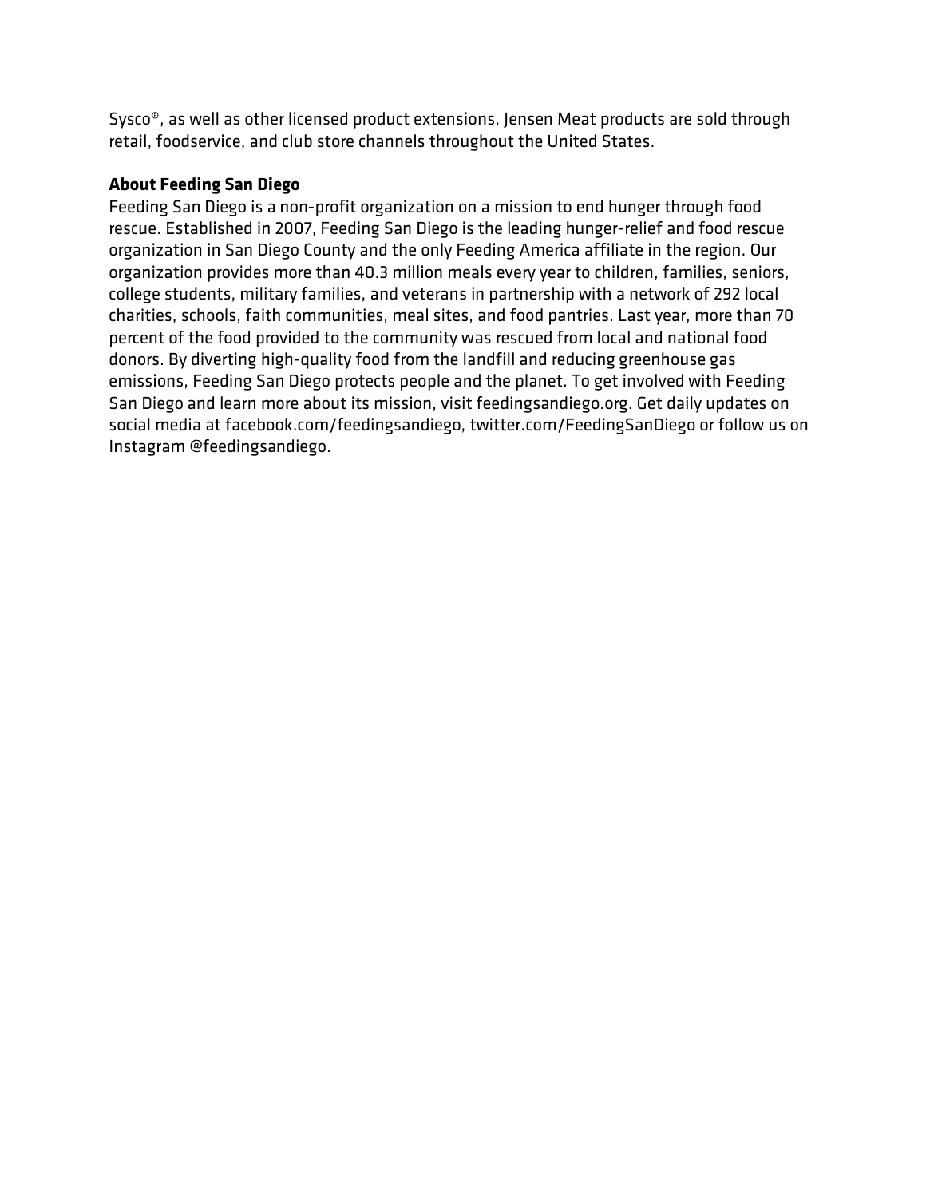Sysco®, as well as other licensed product extensions. Jensen Meat products are sold through retail, foodservice, and club store channels throughout the United States.

**About Feeding San Diego**

Feeding San Diego is a non-profit organization on a mission to end hunger through food rescue. Established in 2007, Feeding San Diego is the leading hunger-relief and food rescue organization in San Diego County and the only Feeding America affiliate in the region. Our organization provides more than 40.3 million meals every year to children, families, seniors, college students, military families, and veterans in partnership with a network of 292 local charities, schools, faith communities, meal sites, and food pantries. Last year, more than 70 percent of the food provided to the community was rescued from local and national food donors. By diverting high-quality food from the landfill and reducing greenhouse gas emissions, Feeding San Diego protects people and the planet. To get involved with Feeding San Diego and learn more about its mission, visit feedingsandiego.org. Get daily updates on social media at facebook.com/feedingsandiego, twitter.com/FeedingSanDiego or follow us on Instagram @feedingsandiego.